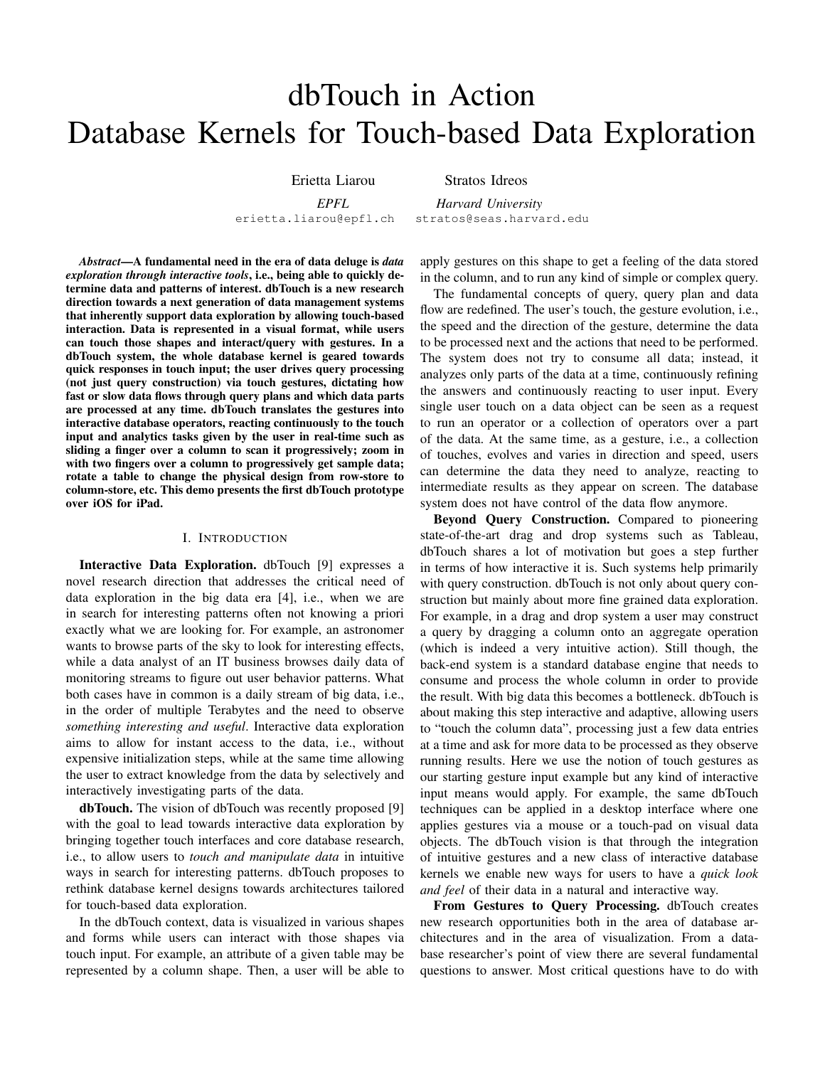# dbTouch in Action
# Database Kernels for Touch-based Data Exploration

Erietta Liarou
*EPFL*
erietta.liarou@epfl.ch

Stratos Idreos
*Harvard University*
stratos@seas.harvard.edu

***Abstract*—A fundamental need in the era of data deluge is *data exploration through interactive tools*, i.e., being able to quickly determine data and patterns of interest. dbTouch is a new research direction towards a next generation of data management systems that inherently support data exploration by allowing touch-based interaction. Data is represented in a visual format, while users can touch those shapes and interact/query with gestures. In a dbTouch system, the whole database kernel is geared towards quick responses in touch input; the user drives query processing (not just query construction) via touch gestures, dictating how fast or slow data flows through query plans and which data parts are processed at any time. dbTouch translates the gestures into interactive database operators, reacting continuously to the touch input and analytics tasks given by the user in real-time such as sliding a finger over a column to scan it progressively; zoom in with two fingers over a column to progressively get sample data; rotate a table to change the physical design from row-store to column-store, etc. This demo presents the first dbTouch prototype over iOS for iPad.**

## I. Introduction

**Interactive Data Exploration.** dbTouch [9] expresses a novel research direction that addresses the critical need of data exploration in the big data era [4], i.e., when we are in search for interesting patterns often not knowing a priori exactly what we are looking for. For example, an astronomer wants to browse parts of the sky to look for interesting effects, while a data analyst of an IT business browses daily data of monitoring streams to figure out user behavior patterns. What both cases have in common is a daily stream of big data, i.e., in the order of multiple Terabytes and the need to observe *something interesting and useful*. Interactive data exploration aims to allow for instant access to the data, i.e., without expensive initialization steps, while at the same time allowing the user to extract knowledge from the data by selectively and interactively investigating parts of the data.

**dbTouch.** The vision of dbTouch was recently proposed [9] with the goal to lead towards interactive data exploration by bringing together touch interfaces and core database research, i.e., to allow users to *touch and manipulate data* in intuitive ways in search for interesting patterns. dbTouch proposes to rethink database kernel designs towards architectures tailored for touch-based data exploration.

In the dbTouch context, data is visualized in various shapes and forms while users can interact with those shapes via touch input. For example, an attribute of a given table may be represented by a column shape. Then, a user will be able to apply gestures on this shape to get a feeling of the data stored in the column, and to run any kind of simple or complex query.

The fundamental concepts of query, query plan and data flow are redefined. The user's touch, the gesture evolution, i.e., the speed and the direction of the gesture, determine the data to be processed next and the actions that need to be performed. The system does not try to consume all data; instead, it analyzes only parts of the data at a time, continuously refining the answers and continuously reacting to user input. Every single user touch on a data object can be seen as a request to run an operator or a collection of operators over a part of the data. At the same time, as a gesture, i.e., a collection of touches, evolves and varies in direction and speed, users can determine the data they need to analyze, reacting to intermediate results as they appear on screen. The database system does not have control of the data flow anymore.

**Beyond Query Construction.** Compared to pioneering state-of-the-art drag and drop systems such as Tableau, dbTouch shares a lot of motivation but goes a step further in terms of how interactive it is. Such systems help primarily with query construction. dbTouch is not only about query construction but mainly about more fine grained data exploration. For example, in a drag and drop system a user may construct a query by dragging a column onto an aggregate operation (which is indeed a very intuitive action). Still though, the back-end system is a standard database engine that needs to consume and process the whole column in order to provide the result. With big data this becomes a bottleneck. dbTouch is about making this step interactive and adaptive, allowing users to "touch the column data", processing just a few data entries at a time and ask for more data to be processed as they observe running results. Here we use the notion of touch gestures as our starting gesture input example but any kind of interactive input means would apply. For example, the same dbTouch techniques can be applied in a desktop interface where one applies gestures via a mouse or a touch-pad on visual data objects. The dbTouch vision is that through the integration of intuitive gestures and a new class of interactive database kernels we enable new ways for users to have a *quick look and feel* of their data in a natural and interactive way.

**From Gestures to Query Processing.** dbTouch creates new research opportunities both in the area of database architectures and in the area of visualization. From a database researcher's point of view there are several fundamental questions to answer. Most critical questions have to do with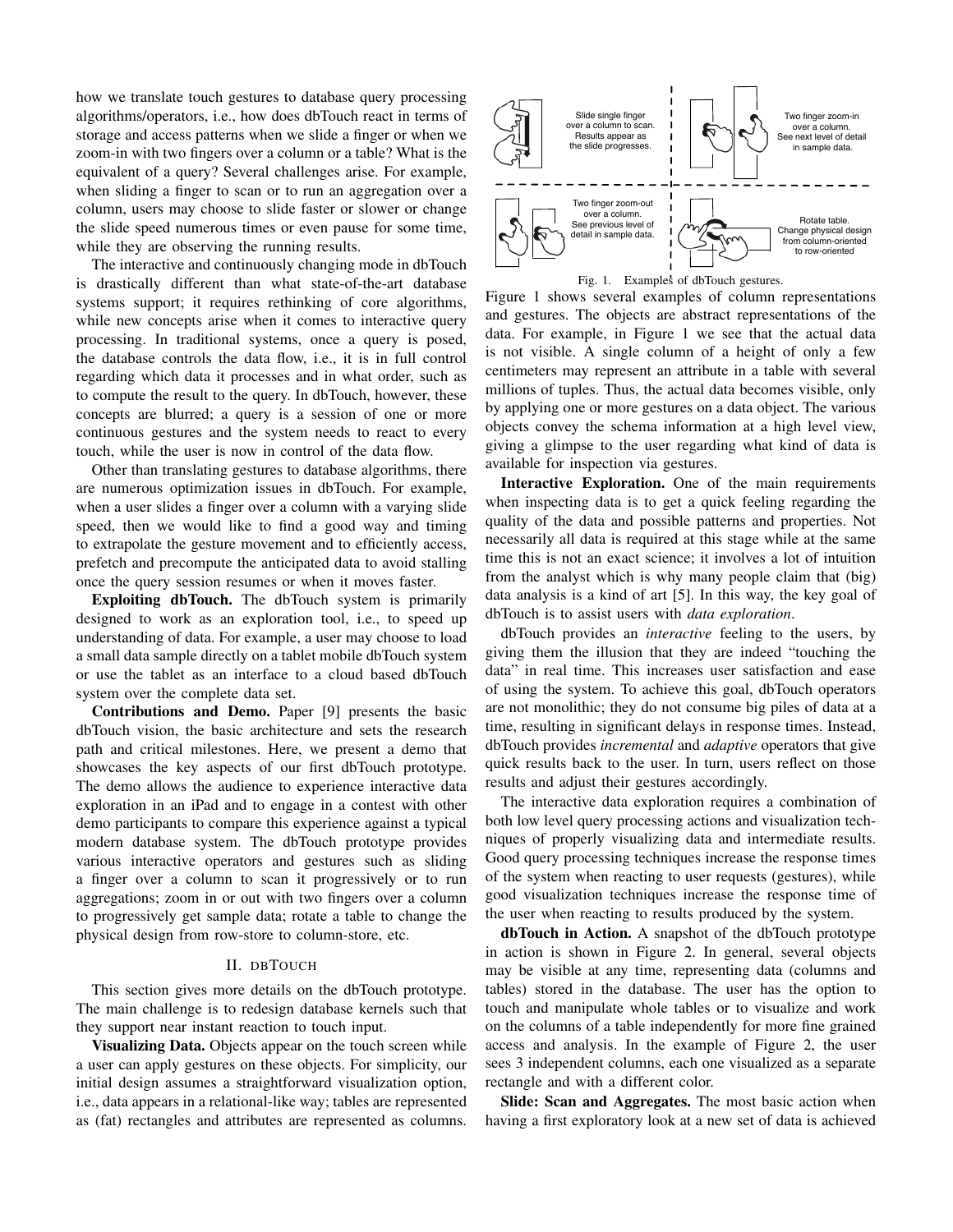how we translate touch gestures to database query processing algorithms/operators, i.e., how does dbTouch react in terms of storage and access patterns when we slide a finger or when we zoom-in with two fingers over a column or a table? What is the equivalent of a query? Several challenges arise. For example, when sliding a finger to scan or to run an aggregation over a column, users may choose to slide faster or slower or change the slide speed numerous times or even pause for some time, while they are observing the running results.

The interactive and continuously changing mode in dbTouch is drastically different than what state-of-the-art database systems support; it requires rethinking of core algorithms, while new concepts arise when it comes to interactive query processing. In traditional systems, once a query is posed, the database controls the data flow, i.e., it is in full control regarding which data it processes and in what order, such as to compute the result to the query. In dbTouch, however, these concepts are blurred; a query is a session of one or more continuous gestures and the system needs to react to every touch, while the user is now in control of the data flow.

Other than translating gestures to database algorithms, there are numerous optimization issues in dbTouch. For example, when a user slides a finger over a column with a varying slide speed, then we would like to find a good way and timing to extrapolate the gesture movement and to efficiently access, prefetch and precompute the anticipated data to avoid stalling once the query session resumes or when it moves faster.

**Exploiting dbTouch.** The dbTouch system is primarily designed to work as an exploration tool, i.e., to speed up understanding of data. For example, a user may choose to load a small data sample directly on a tablet mobile dbTouch system or use the tablet as an interface to a cloud based dbTouch system over the complete data set.

**Contributions and Demo.** Paper [9] presents the basic dbTouch vision, the basic architecture and sets the research path and critical milestones. Here, we present a demo that showcases the key aspects of our first dbTouch prototype. The demo allows the audience to experience interactive data exploration in an iPad and to engage in a contest with other demo participants to compare this experience against a typical modern database system. The dbTouch prototype provides various interactive operators and gestures such as sliding a finger over a column to scan it progressively or to run aggregations; zoom in or out with two fingers over a column to progressively get sample data; rotate a table to change the physical design from row-store to column-store, etc.

## II. dbTouch

This section gives more details on the dbTouch prototype. The main challenge is to redesign database kernels such that they support near instant reaction to touch input.

**Visualizing Data.** Objects appear on the touch screen while a user can apply gestures on these objects. For simplicity, our initial design assumes a straightforward visualization option, i.e., data appears in a relational-like way; tables are represented as (fat) rectangles and attributes are represented as columns.

Slide single finger over a column to scan. Results appear as the slide progresses.

Two finger zoom-in over a column. See next level of detail in sample data.

Two finger zoom-out over a column. See previous level of detail in sample data.

Rotate table. Change physical design from column-oriented to row-oriented

Fig. 1. Examples of dbTouch gestures.

Figure 1 shows several examples of column representations and gestures. The objects are abstract representations of the data. For example, in Figure 1 we see that the actual data is not visible. A single column of a height of only a few centimeters may represent an attribute in a table with several millions of tuples. Thus, the actual data becomes visible, only by applying one or more gestures on a data object. The various objects convey the schema information at a high level view, giving a glimpse to the user regarding what kind of data is available for inspection via gestures.

**Interactive Exploration.** One of the main requirements when inspecting data is to get a quick feeling regarding the quality of the data and possible patterns and properties. Not necessarily all data is required at this stage while at the same time this is not an exact science; it involves a lot of intuition from the analyst which is why many people claim that (big) data analysis is a kind of art [5]. In this way, the key goal of dbTouch is to assist users with *data exploration*.

dbTouch provides an *interactive* feeling to the users, by giving them the illusion that they are indeed "touching the data" in real time. This increases user satisfaction and ease of using the system. To achieve this goal, dbTouch operators are not monolithic; they do not consume big piles of data at a time, resulting in significant delays in response times. Instead, dbTouch provides *incremental* and *adaptive* operators that give quick results back to the user. In turn, users reflect on those results and adjust their gestures accordingly.

The interactive data exploration requires a combination of both low level query processing actions and visualization techniques of properly visualizing data and intermediate results. Good query processing techniques increase the response times of the system when reacting to user requests (gestures), while good visualization techniques increase the response time of the user when reacting to results produced by the system.

**dbTouch in Action.** A snapshot of the dbTouch prototype in action is shown in Figure 2. In general, several objects may be visible at any time, representing data (columns and tables) stored in the database. The user has the option to touch and manipulate whole tables or to visualize and work on the columns of a table independently for more fine grained access and analysis. In the example of Figure 2, the user sees 3 independent columns, each one visualized as a separate rectangle and with a different color.

**Slide: Scan and Aggregates.** The most basic action when having a first exploratory look at a new set of data is achieved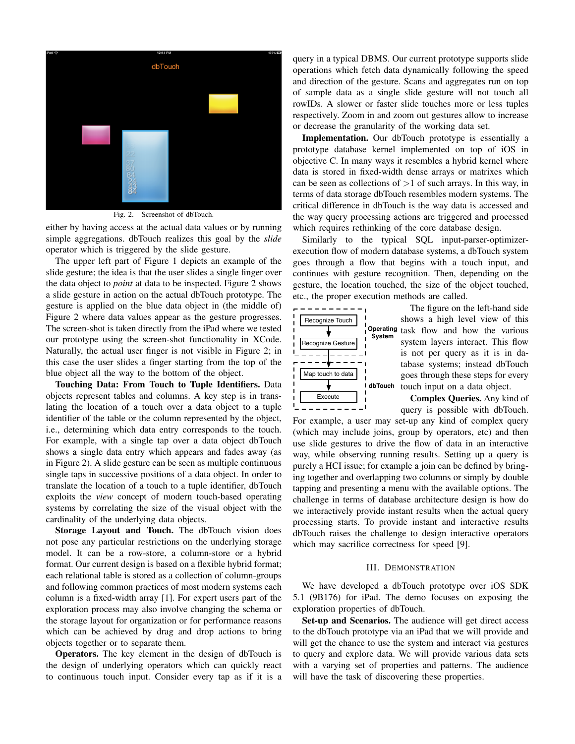Fig. 2. Screenshot of dbTouch.

either by having access at the actual data values or by running simple aggregations. dbTouch realizes this goal by the *slide* operator which is triggered by the slide gesture.

The upper left part of Figure 1 depicts an example of the slide gesture; the idea is that the user slides a single finger over the data object to *point* at data to be inspected. Figure 2 shows a slide gesture in action on the actual dbTouch prototype. The gesture is applied on the blue data object in (the middle of) Figure 2 where data values appear as the gesture progresses. The screen-shot is taken directly from the iPad where we tested our prototype using the screen-shot functionality in XCode. Naturally, the actual user finger is not visible in Figure 2; in this case the user slides a finger starting from the top of the blue object all the way to the bottom of the object.

**Touching Data: From Touch to Tuple Identifiers.** Data objects represent tables and columns. A key step is in translating the location of a touch over a data object to a tuple identifier of the table or the column represented by the object, i.e., determining which data entry corresponds to the touch. For example, with a single tap over a data object dbTouch shows a single data entry which appears and fades away (as in Figure 2). A slide gesture can be seen as multiple continuous single taps in successive positions of a data object. In order to translate the location of a touch to a tuple identifier, dbTouch exploits the *view* concept of modern touch-based operating systems by correlating the size of the visual object with the cardinality of the underlying data objects.

**Storage Layout and Touch.** The dbTouch vision does not pose any particular restrictions on the underlying storage model. It can be a row-store, a column-store or a hybrid format. Our current design is based on a flexible hybrid format; each relational table is stored as a collection of column-groups and following common practices of most modern systems each column is a fixed-width array [1]. For expert users part of the exploration process may also involve changing the schema or the storage layout for organization or for performance reasons which can be achieved by drag and drop actions to bring objects together or to separate them.

**Operators.** The key element in the design of dbTouch is the design of underlying operators which can quickly react to continuous touch input. Consider every tap as if it is a query in a typical DBMS. Our current prototype supports slide operations which fetch data dynamically following the speed and direction of the gesture. Scans and aggregates run on top of sample data as a single slide gesture will not touch all rowIDs. A slower or faster slide touches more or less tuples respectively. Zoom in and zoom out gestures allow to increase or decrease the granularity of the working data set.

**Implementation.** Our dbTouch prototype is essentially a prototype database kernel implemented on top of iOS in objective C. In many ways it resembles a hybrid kernel where data is stored in fixed-width dense arrays or matrixes which can be seen as collections of $>1$ of such arrays. In this way, in terms of data storage dbTouch resembles modern systems. The critical difference in dbTouch is the way data is accessed and the way query processing actions are triggered and processed which requires rethinking of the core database design.

Similarly to the typical SQL input-parser-optimizer-execution flow of modern database systems, a dbTouch system goes through a flow that begins with a touch input, and continues with gesture recognition. Then, depending on the gesture, the location touched, the size of the object touched, etc., the proper execution methods are called.

Recognize Touch
Recognize Gesture
Operating System
Map touch to data
Execute
dbTouch

The figure on the left-hand side shows a high level view of this task flow and how the various system layers interact. This flow is not per query as it is in database systems; instead dbTouch goes through these steps for every touch input on a data object.

**Complex Queries.** Any kind of query is possible with dbTouch. For example, a user may set-up any kind of complex query (which may include joins, group by operators, etc) and then use slide gestures to drive the flow of data in an interactive way, while observing running results. Setting up a query is purely a HCI issue; for example a join can be defined by bringing together and overlapping two columns or simply by double tapping and presenting a menu with the available options. The challenge in terms of database architecture design is how do we interactively provide instant results when the actual query processing starts. To provide instant and interactive results dbTouch raises the challenge to design interactive operators which may sacrifice correctness for speed [9].

## III. Demonstration

We have developed a dbTouch prototype over iOS SDK 5.1 (9B176) for iPad. The demo focuses on exposing the exploration properties of dbTouch.

**Set-up and Scenarios.** The audience will get direct access to the dbTouch prototype via an iPad that we will provide and will get the chance to use the system and interact via gestures to query and explore data. We will provide various data sets with a varying set of properties and patterns. The audience will have the task of discovering these properties.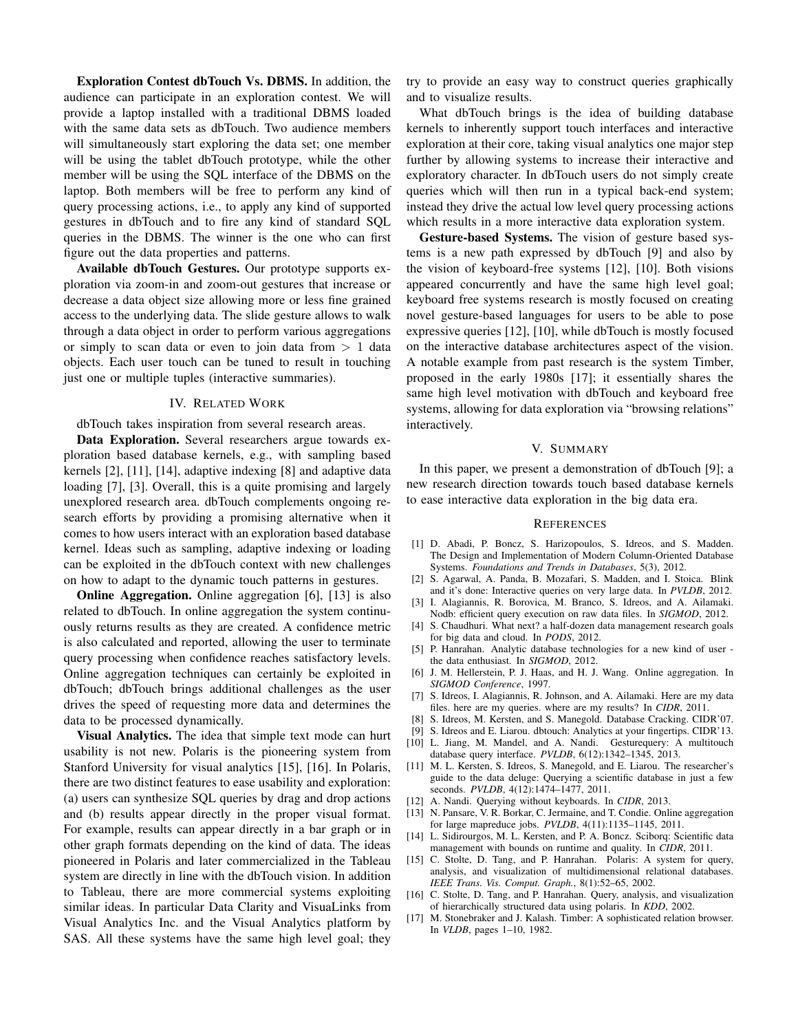**Exploration Contest dbTouch Vs. DBMS.** In addition, the audience can participate in an exploration contest. We will provide a laptop installed with a traditional DBMS loaded with the same data sets as dbTouch. Two audience members will simultaneously start exploring the data set; one member will be using the tablet dbTouch prototype, while the other member will be using the SQL interface of the DBMS on the laptop. Both members will be free to perform any kind of query processing actions, i.e., to apply any kind of supported gestures in dbTouch and to fire any kind of standard SQL queries in the DBMS. The winner is the one who can first figure out the data properties and patterns.

**Available dbTouch Gestures.** Our prototype supports exploration via zoom-in and zoom-out gestures that increase or decrease a data object size allowing more or less fine grained access to the underlying data. The slide gesture allows to walk through a data object in order to perform various aggregations or simply to scan data or even to join data from $> 1$ data objects. Each user touch can be tuned to result in touching just one or multiple tuples (interactive summaries).

## IV. Related Work

dbTouch takes inspiration from several research areas.

**Data Exploration.** Several researchers argue towards exploration based database kernels, e.g., with sampling based kernels [2], [11], [14], adaptive indexing [8] and adaptive data loading [7], [3]. Overall, this is a quite promising and largely unexplored research area. dbTouch complements ongoing research efforts by providing a promising alternative when it comes to how users interact with an exploration based database kernel. Ideas such as sampling, adaptive indexing or loading can be exploited in the dbTouch context with new challenges on how to adapt to the dynamic touch patterns in gestures.

**Online Aggregation.** Online aggregation [6], [13] is also related to dbTouch. In online aggregation the system continuously returns results as they are created. A confidence metric is also calculated and reported, allowing the user to terminate query processing when confidence reaches satisfactory levels. Online aggregation techniques can certainly be exploited in dbTouch; dbTouch brings additional challenges as the user drives the speed of requesting more data and determines the data to be processed dynamically.

**Visual Analytics.** The idea that simple text mode can hurt usability is not new. Polaris is the pioneering system from Stanford University for visual analytics [15], [16]. In Polaris, there are two distinct features to ease usability and exploration: (a) users can synthesize SQL queries by drag and drop actions and (b) results appear directly in the proper visual format. For example, results can appear directly in a bar graph or in other graph formats depending on the kind of data. The ideas pioneered in Polaris and later commercialized in the Tableau system are directly in line with the dbTouch vision. In addition to Tableau, there are more commercial systems exploiting similar ideas. In particular Data Clarity and VisuaLinks from Visual Analytics Inc. and the Visual Analytics platform by SAS. All these systems have the same high level goal; they try to provide an easy way to construct queries graphically and to visualize results.

What dbTouch brings is the idea of building database kernels to inherently support touch interfaces and interactive exploration at their core, taking visual analytics one major step further by allowing systems to increase their interactive and exploratory character. In dbTouch users do not simply create queries which will then run in a typical back-end system; instead they drive the actual low level query processing actions which results in a more interactive data exploration system.

**Gesture-based Systems.** The vision of gesture based systems is a new path expressed by dbTouch [9] and also by the vision of keyboard-free systems [12], [10]. Both visions appeared concurrently and have the same high level goal; keyboard free systems research is mostly focused on creating novel gesture-based languages for users to be able to pose expressive queries [12], [10], while dbTouch is mostly focused on the interactive database architectures aspect of the vision. A notable example from past research is the system Timber, proposed in the early 1980s [17]; it essentially shares the same high level motivation with dbTouch and keyboard free systems, allowing for data exploration via "browsing relations" interactively.

## V. Summary

In this paper, we present a demonstration of dbTouch [9]; a new research direction towards touch based database kernels to ease interactive data exploration in the big data era.

## References

[1] D. Abadi, P. Boncz, S. Harizopoulos, S. Idreos, and S. Madden. The Design and Implementation of Modern Column-Oriented Database Systems. *Foundations and Trends in Databases*, 5(3), 2012.

[2] S. Agarwal, A. Panda, B. Mozafari, S. Madden, and I. Stoica. Blink and it's done: Interactive queries on very large data. In *PVLDB*, 2012.

[3] I. Alagiannis, R. Borovica, M. Branco, S. Idreos, and A. Ailamaki. Nodb: efficient query execution on raw data files. In *SIGMOD*, 2012.

[4] S. Chaudhuri. What next? a half-dozen data management research goals for big data and cloud. In *PODS*, 2012.

[5] P. Hanrahan. Analytic database technologies for a new kind of user - the data enthusiast. In *SIGMOD*, 2012.

[6] J. M. Hellerstein, P. J. Haas, and H. J. Wang. Online aggregation. In *SIGMOD Conference*, 1997.

[7] S. Idreos, I. Alagiannis, R. Johnson, and A. Ailamaki. Here are my data files. here are my queries. where are my results? In *CIDR*, 2011.

[8] S. Idreos, M. Kersten, and S. Manegold. Database Cracking. CIDR'07.

[9] S. Idreos and E. Liarou. dbtouch: Analytics at your fingertips. CIDR'13.

[10] L. Jiang, M. Mandel, and A. Nandi. Gesturequery: A multitouch database query interface. *PVLDB*, 6(12):1342–1345, 2013.

[11] M. L. Kersten, S. Idreos, S. Manegold, and E. Liarou. The researcher's guide to the data deluge: Querying a scientific database in just a few seconds. *PVLDB*, 4(12):1474–1477, 2011.

[12] A. Nandi. Querying without keyboards. In *CIDR*, 2013.

[13] N. Pansare, V. R. Borkar, C. Jermaine, and T. Condie. Online aggregation for large mapreduce jobs. *PVLDB*, 4(11):1135–1145, 2011.

[14] L. Sidirourgos, M. L. Kersten, and P. A. Boncz. Sciborq: Scientific data management with bounds on runtime and quality. In *CIDR*, 2011.

[15] C. Stolte, D. Tang, and P. Hanrahan. Polaris: A system for query, analysis, and visualization of multidimensional relational databases. *IEEE Trans. Vis. Comput. Graph.*, 8(1):52–65, 2002.

[16] C. Stolte, D. Tang, and P. Hanrahan. Query, analysis, and visualization of hierarchically structured data using polaris. In *KDD*, 2002.

[17] M. Stonebraker and J. Kalash. Timber: A sophisticated relation browser. In *VLDB*, pages 1–10, 1982.